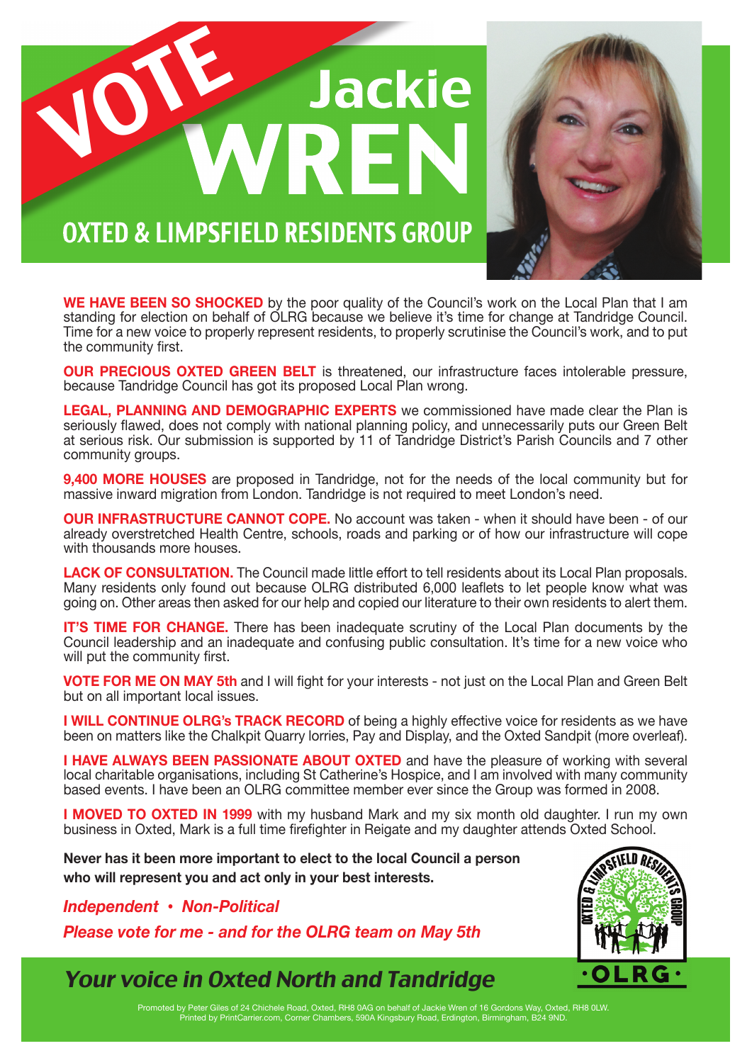# VOTE Jackie WREN

## OXTED & LIMPSFIELD RESIDENTS GROUP

**WE HAVE BEEN SO SHOCKED** by the poor quality of the Council's work on the Local Plan that I am standing for election on behalf of OLRG because we believe it's time for change at Tandridge Council. Time for a new voice to properly represent residents, to properly scrutinise the Council's work, and to put the community first.

**OUR PRECIOUS OXTED GREEN BELT** is threatened, our infrastructure faces intolerable pressure, because Tandridge Council has got its proposed Local Plan wrong.

**LEGAL, PLANNING AND DEMOGRAPHIC EXPERTS** we commissioned have made clear the Plan is seriously flawed, does not comply with national planning policy, and unnecessarily puts our Green Belt at serious risk. Our submission is supported by 11 of Tandridge District's Parish Councils and 7 other community groups.

**9,400 MORE HOUSES** are proposed in Tandridge, not for the needs of the local community but for massive inward migration from London. Tandridge is not required to meet London's need.

**OUR INFRASTRUCTURE CANNOT COPE.** No account was taken - when it should have been - of our already overstretched Health Centre, schools, roads and parking or of how our infrastructure will cope with thousands more houses.

**LACK OF CONSULTATION.** The Council made little effort to tell residents about its Local Plan proposals. Many residents only found out because OLRG distributed 6,000 leaflets to let people know what was going on. Other areas then asked for our help and copied our literature to their own residents to alert them.

**IT'S TIME FOR CHANGE.** There has been inadequate scrutiny of the Local Plan documents by the Council leadership and an inadequate and confusing public consultation. It's time for a new voice who will put the community first.

**VOTE FOR ME ON MAY 5th** and I will fight for your interests - not just on the Local Plan and Green Belt but on all important local issues.

**I WILL CONTINUE OLRG's TRACK RECORD** of being a highly effective voice for residents as we have been on matters like the Chalkpit Quarry lorries, Pay and Display, and the Oxted Sandpit (more overleaf).

**I HAVE ALWAYS BEEN PASSIONATE ABOUT OXTED** and have the pleasure of working with several local charitable organisations, including St Catherine's Hospice, and I am involved with many community based events. I have been an OLRG committee member ever since the Group was formed in 2008.

**I MOVED TO OXTED IN 1999** with my husband Mark and my six month old daughter. I run my own business in Oxted, Mark is a full time firefighter in Reigate and my daughter attends Oxted School.

**Never has it been more important to elect to the local Council a person who will represent you and act only in your best interests.**

***Independent • Non-Political***

***Please vote for me - and for the OLRG team on May 5th***

OXTED & LIMPSFIELD RESIDENTS GROUP
·OLRG·

## *Your voice in Oxted North and Tandridge*

Promoted by Peter Giles of 24 Chichele Road, Oxted, RH8 0AG on behalf of Jackie Wren of 16 Gordons Way, Oxted, RH8 0LW.
Printed by PrintCarrier.com, Corner Chambers, 590A Kingsbury Road, Erdington, Birmingham, B24 9ND.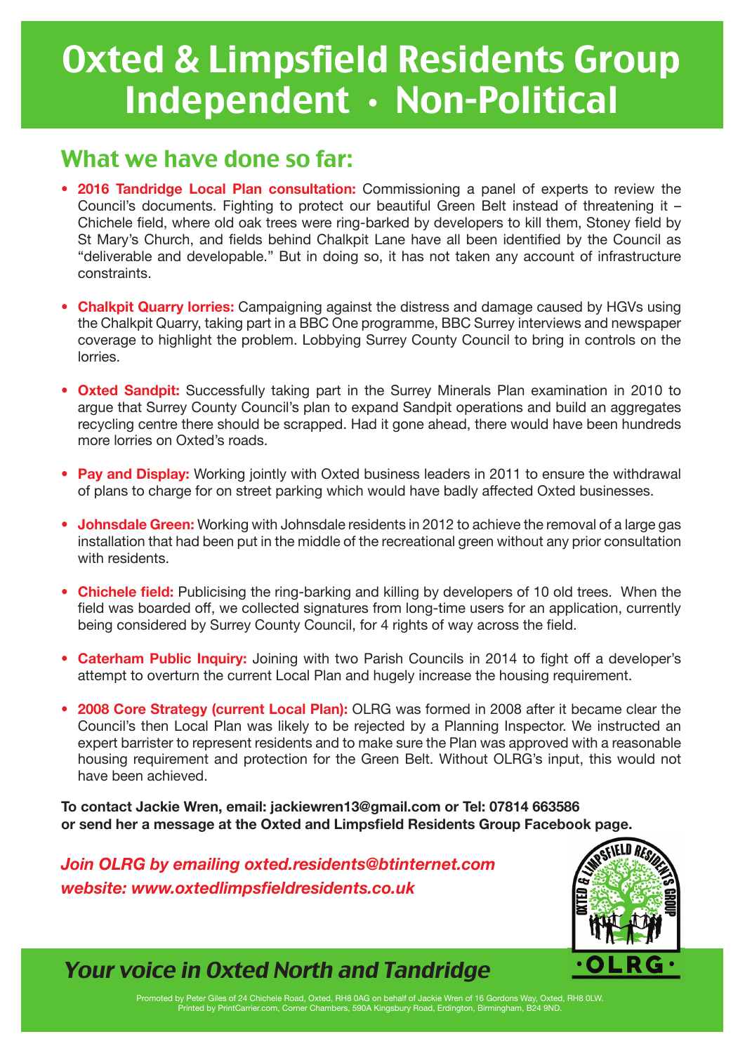# Oxted & Limpsfield Residents Group
# Independent • Non-Political

## What we have done so far:

- **2016 Tandridge Local Plan consultation:** Commissioning a panel of experts to review the Council's documents. Fighting to protect our beautiful Green Belt instead of threatening it – Chichele field, where old oak trees were ring-barked by developers to kill them, Stoney field by St Mary's Church, and fields behind Chalkpit Lane have all been identified by the Council as "deliverable and developable." But in doing so, it has not taken any account of infrastructure constraints.
- **Chalkpit Quarry lorries:** Campaigning against the distress and damage caused by HGVs using the Chalkpit Quarry, taking part in a BBC One programme, BBC Surrey interviews and newspaper coverage to highlight the problem. Lobbying Surrey County Council to bring in controls on the lorries.
- **Oxted Sandpit:** Successfully taking part in the Surrey Minerals Plan examination in 2010 to argue that Surrey County Council's plan to expand Sandpit operations and build an aggregates recycling centre there should be scrapped. Had it gone ahead, there would have been hundreds more lorries on Oxted's roads.
- **Pay and Display:** Working jointly with Oxted business leaders in 2011 to ensure the withdrawal of plans to charge for on street parking which would have badly affected Oxted businesses.
- **Johnsdale Green:** Working with Johnsdale residents in 2012 to achieve the removal of a large gas installation that had been put in the middle of the recreational green without any prior consultation with residents.
- **Chichele field:** Publicising the ring-barking and killing by developers of 10 old trees. When the field was boarded off, we collected signatures from long-time users for an application, currently being considered by Surrey County Council, for 4 rights of way across the field.
- **Caterham Public Inquiry:** Joining with two Parish Councils in 2014 to fight off a developer's attempt to overturn the current Local Plan and hugely increase the housing requirement.
- **2008 Core Strategy (current Local Plan):** OLRG was formed in 2008 after it became clear the Council's then Local Plan was likely to be rejected by a Planning Inspector. We instructed an expert barrister to represent residents and to make sure the Plan was approved with a reasonable housing requirement and protection for the Green Belt. Without OLRG's input, this would not have been achieved.

**To contact Jackie Wren, email: jackiewren13@gmail.com or Tel: 07814 663586 or send her a message at the Oxted and Limpsfield Residents Group Facebook page.**

***Join OLRG by emailing oxted.residents@btinternet.com***
***website: www.oxtedlimpsfieldresidents.co.uk***

OXTED & LIMPSFIELD RESIDENTS GROUP
·OLRG·

## *Your voice in Oxted North and Tandridge*

Promoted by Peter Giles of 24 Chichele Road, Oxted, RH8 0AG on behalf of Jackie Wren of 16 Gordons Way, Oxted, RH8 0LW.
Printed by PrintCarrier.com, Corner Chambers, 590A Kingsbury Road, Erdington, Birmingham, B24 9ND.